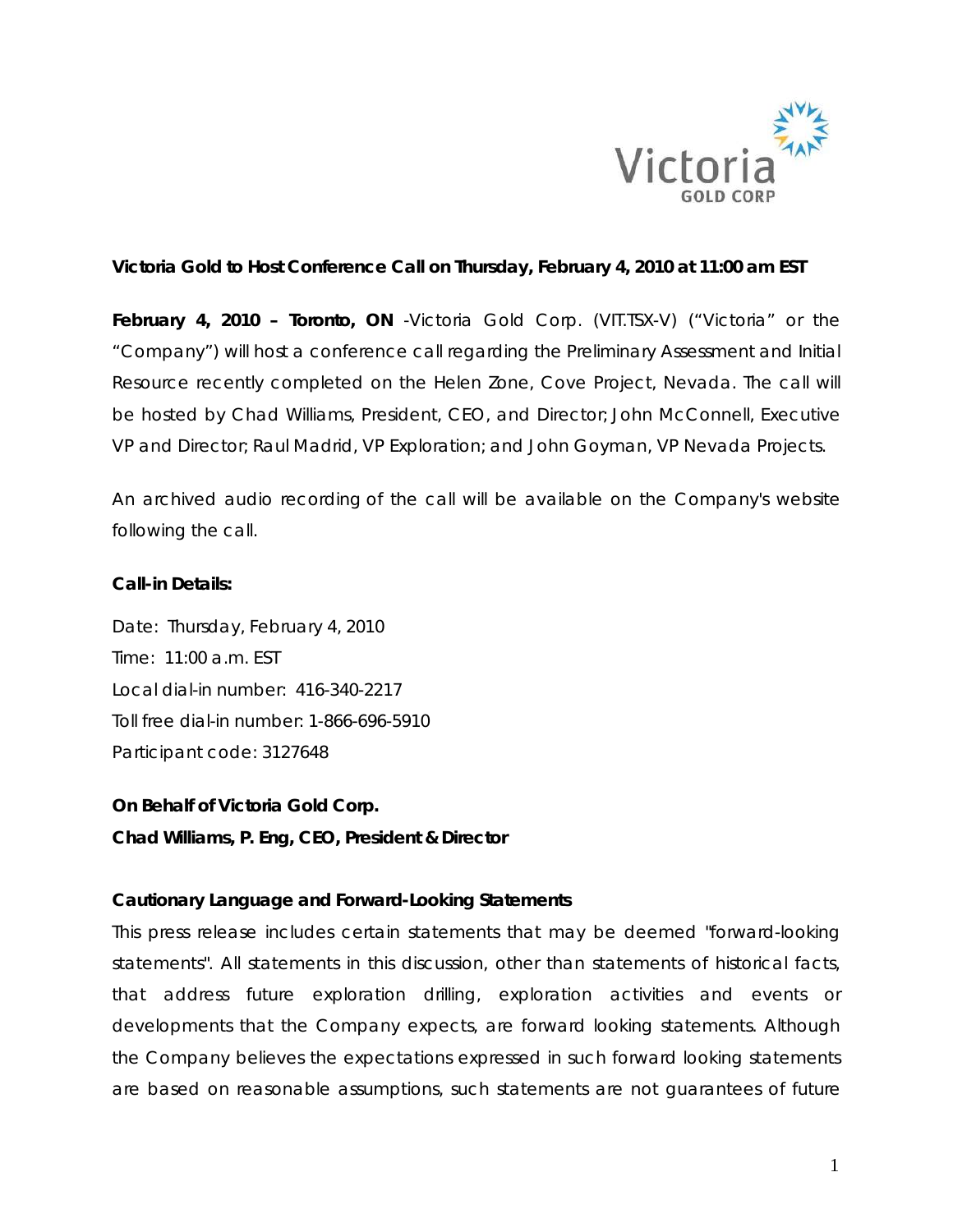**Victoria Gold to Host Conference Call on Thursday, February 4, 2010 at 11:00 am EST**

**February 4, 2010 – Toronto, ON** -Victoria Gold Corp. (VIT.TSX-V) ("Victoria" or the "Company") will host a conference call regarding the Preliminary Assessment and Initial Resource recently completed on the Helen Zone, Cove Project, Nevada. The call will be hosted by Chad Williams, President, CEO, and Director; John McConnell, Executive VP and Director; Raul Madrid, VP Exploration; and John Goyman, VP Nevada Projects.

An archived audio recording of the call will be available on the Company's website following the call.

**Call-in Details:**

Date: Thursday, February 4, 2010
Time: 11:00 a.m. EST
Local dial-in number: 416-340-2217
Toll free dial-in number: 1-866-696-5910
Participant code: 3127648

**On Behalf of Victoria Gold Corp.**
**Chad Williams, P. Eng, CEO, President & Director**

**Cautionary Language and Forward-Looking Statements**

This press release includes certain statements that may be deemed "forward-looking statements". All statements in this discussion, other than statements of historical facts, that address future exploration drilling, exploration activities and events or developments that the Company expects, are forward looking statements. Although the Company believes the expectations expressed in such forward looking statements are based on reasonable assumptions, such statements are not guarantees of future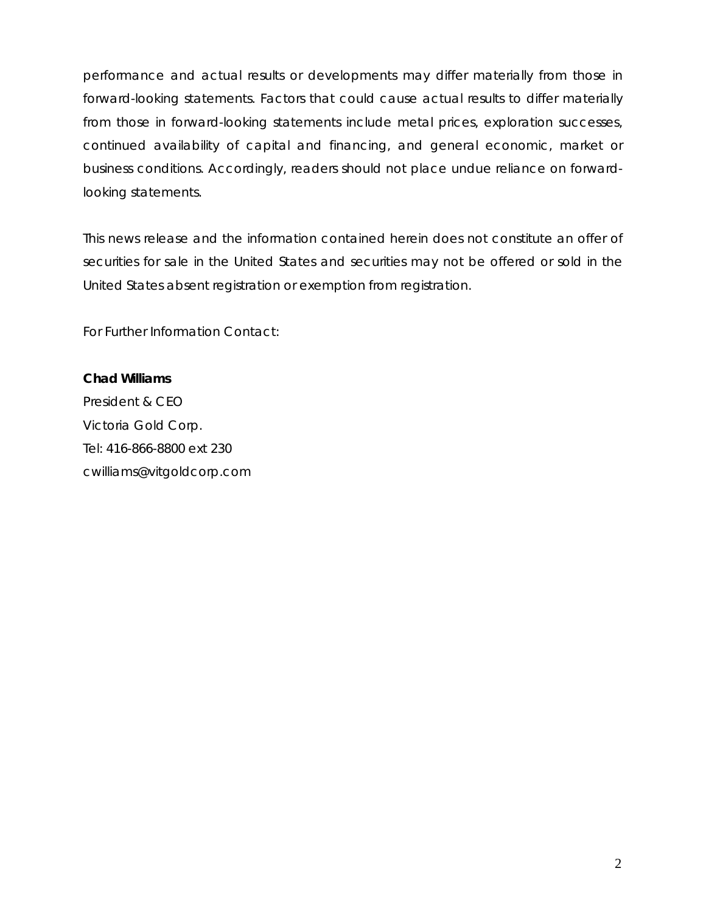performance and actual results or developments may differ materially from those in forward-looking statements. Factors that could cause actual results to differ materially from those in forward-looking statements include metal prices, exploration successes, continued availability of capital and financing, and general economic, market or business conditions. Accordingly, readers should not place undue reliance on forward-looking statements.

This news release and the information contained herein does not constitute an offer of securities for sale in the United States and securities may not be offered or sold in the United States absent registration or exemption from registration.

For Further Information Contact:

**Chad Williams**
President & CEO
Victoria Gold Corp.
Tel: 416-866-8800 ext 230
cwilliams@vitgoldcorp.com